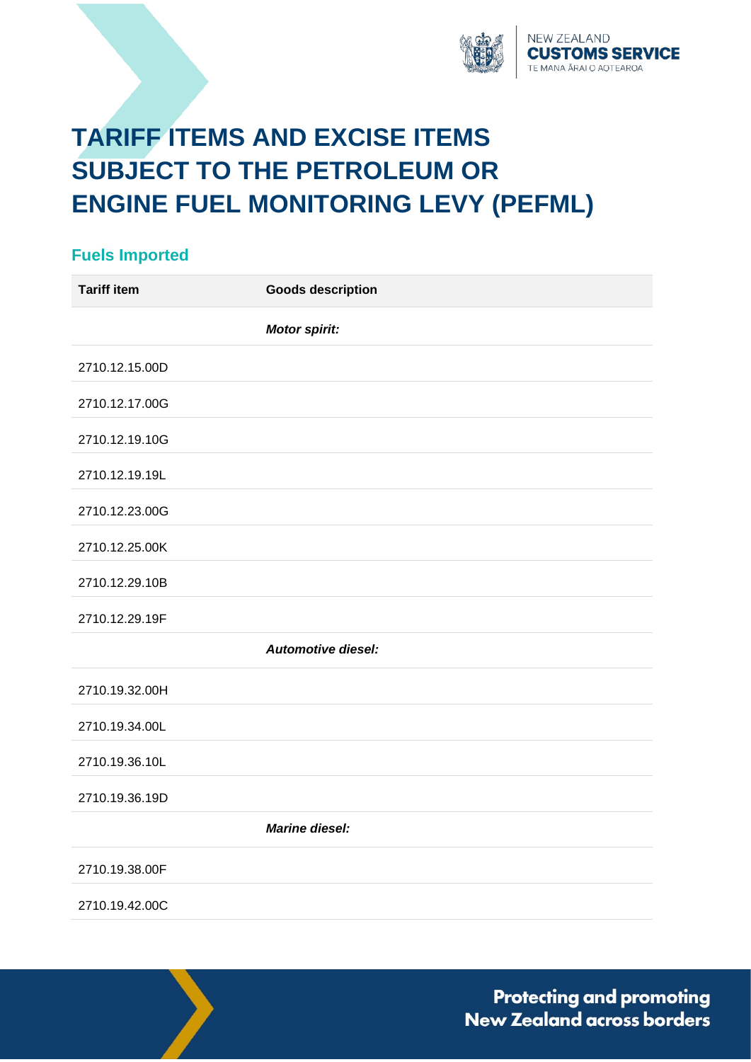# TARIFF ITEMS AND EXCISE ITEMS SUBJECT TO THE PETROLEUM OR ENGINE FUEL MONITORING LEVY (PEFML)

## Fuels Imported

| Tariff item | Goods description |
| --- | --- |
| | ***Motor spirit:*** |
| 2710.12.15.00D | |
| 2710.12.17.00G | |
| 2710.12.19.10G | |
| 2710.12.19.19L | |
| 2710.12.23.00G | |
| 2710.12.25.00K | |
| 2710.12.29.10B | |
| 2710.12.29.19F | |
| | ***Automotive diesel:*** |
| 2710.19.32.00H | |
| 2710.19.34.00L | |
| 2710.19.36.10L | |
| 2710.19.36.19D | |
| | ***Marine diesel:*** |
| 2710.19.38.00F | |
| 2710.19.42.00C | |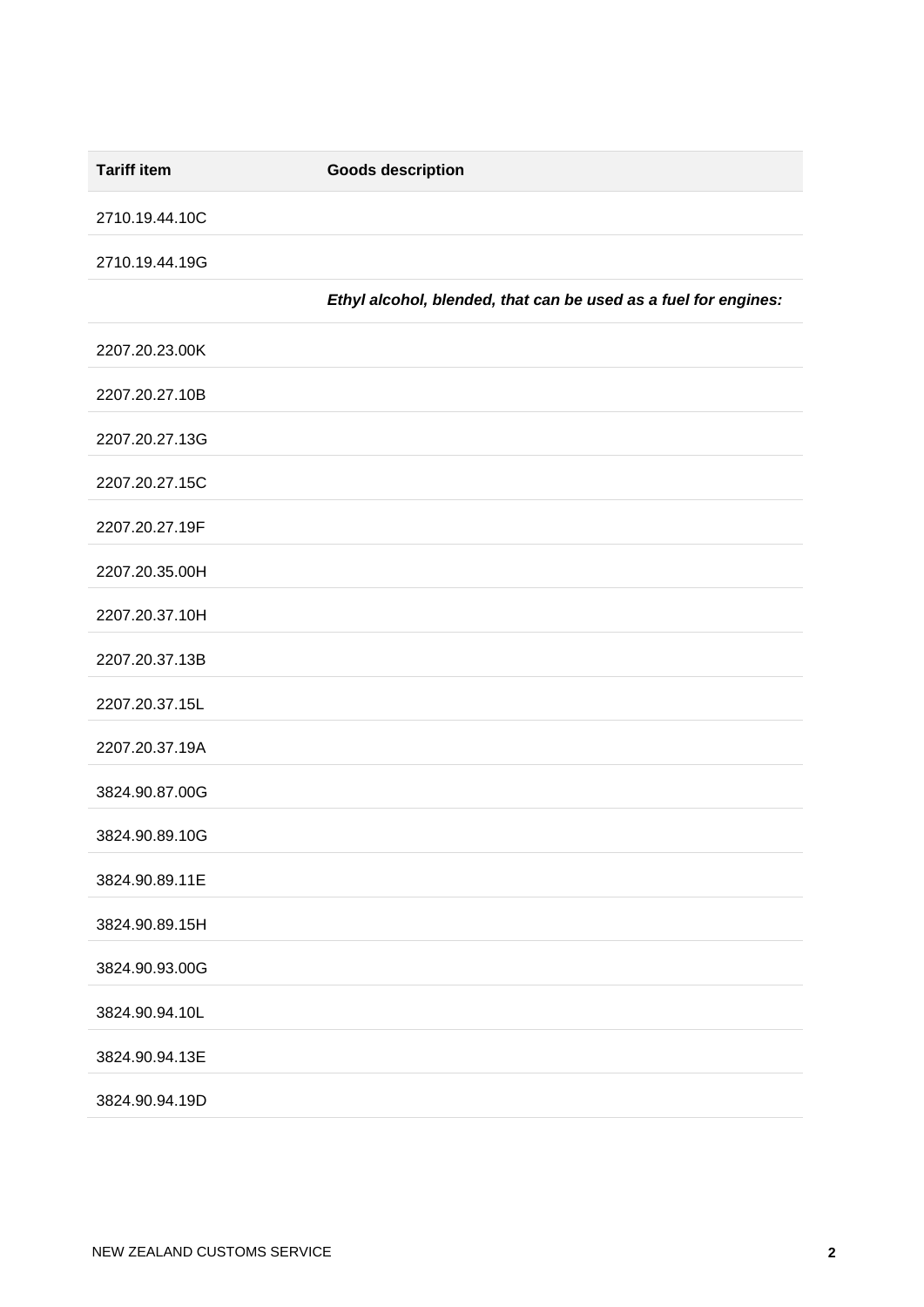| Tariff item | Goods description |
|---|---|
| 2710.19.44.10C | |
| 2710.19.44.19G | |
| | ***Ethyl alcohol, blended, that can be used as a fuel for engines:*** |
| 2207.20.23.00K | |
| 2207.20.27.10B | |
| 2207.20.27.13G | |
| 2207.20.27.15C | |
| 2207.20.27.19F | |
| 2207.20.35.00H | |
| 2207.20.37.10H | |
| 2207.20.37.13B | |
| 2207.20.37.15L | |
| 2207.20.37.19A | |
| 3824.90.87.00G | |
| 3824.90.89.10G | |
| 3824.90.89.11E | |
| 3824.90.89.15H | |
| 3824.90.93.00G | |
| 3824.90.94.10L | |
| 3824.90.94.13E | |
| 3824.90.94.19D | |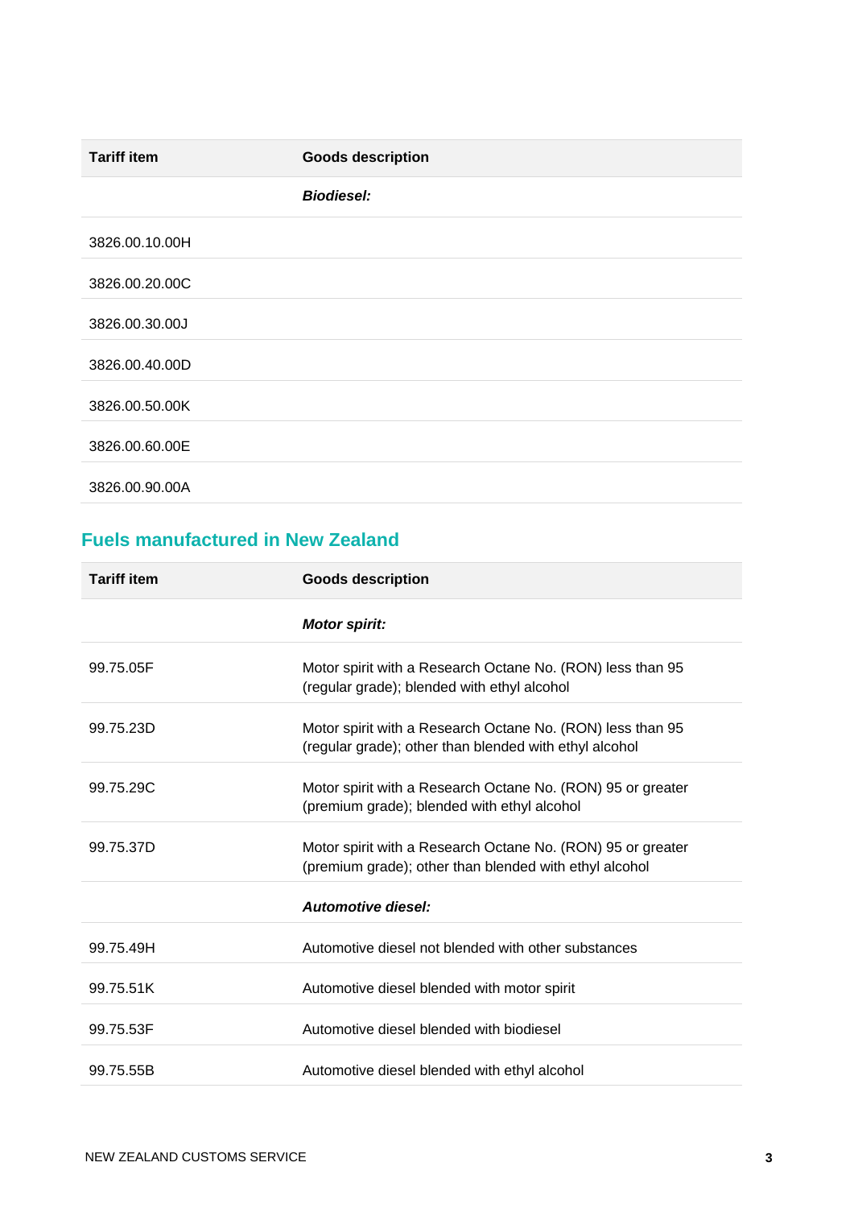| Tariff item | Goods description |
| --- | --- |
| | ***Biodiesel:*** |
| 3826.00.10.00H | |
| 3826.00.20.00C | |
| 3826.00.30.00J | |
| 3826.00.40.00D | |
| 3826.00.50.00K | |
| 3826.00.60.00E | |
| 3826.00.90.00A | |

## Fuels manufactured in New Zealand

| Tariff item | Goods description |
| --- | --- |
| | ***Motor spirit:*** |
| 99.75.05F | Motor spirit with a Research Octane No. (RON) less than 95 (regular grade); blended with ethyl alcohol |
| 99.75.23D | Motor spirit with a Research Octane No. (RON) less than 95 (regular grade); other than blended with ethyl alcohol |
| 99.75.29C | Motor spirit with a Research Octane No. (RON) 95 or greater (premium grade); blended with ethyl alcohol |
| 99.75.37D | Motor spirit with a Research Octane No. (RON) 95 or greater (premium grade); other than blended with ethyl alcohol |
| | ***Automotive diesel:*** |
| 99.75.49H | Automotive diesel not blended with other substances |
| 99.75.51K | Automotive diesel blended with motor spirit |
| 99.75.53F | Automotive diesel blended with biodiesel |
| 99.75.55B | Automotive diesel blended with ethyl alcohol |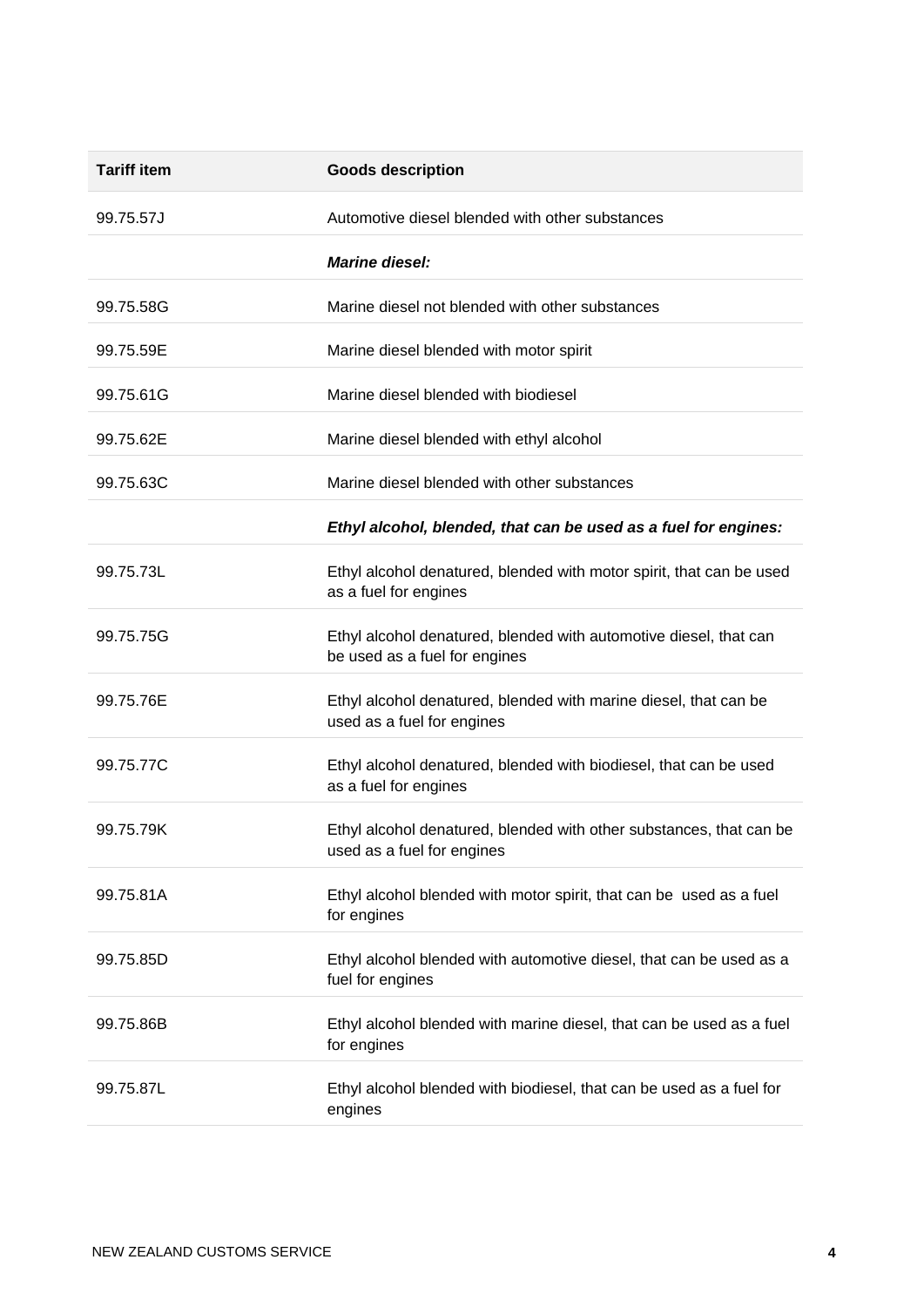| Tariff item | Goods description |
|---|---|
| 99.75.57J | Automotive diesel blended with other substances |
| | ***Marine diesel:*** |
| 99.75.58G | Marine diesel not blended with other substances |
| 99.75.59E | Marine diesel blended with motor spirit |
| 99.75.61G | Marine diesel blended with biodiesel |
| 99.75.62E | Marine diesel blended with ethyl alcohol |
| 99.75.63C | Marine diesel blended with other substances |
| | ***Ethyl alcohol, blended, that can be used as a fuel for engines:*** |
| 99.75.73L | Ethyl alcohol denatured, blended with motor spirit, that can be used as a fuel for engines |
| 99.75.75G | Ethyl alcohol denatured, blended with automotive diesel, that can be used as a fuel for engines |
| 99.75.76E | Ethyl alcohol denatured, blended with marine diesel, that can be used as a fuel for engines |
| 99.75.77C | Ethyl alcohol denatured, blended with biodiesel, that can be used as a fuel for engines |
| 99.75.79K | Ethyl alcohol denatured, blended with other substances, that can be used as a fuel for engines |
| 99.75.81A | Ethyl alcohol blended with motor spirit, that can be used as a fuel for engines |
| 99.75.85D | Ethyl alcohol blended with automotive diesel, that can be used as a fuel for engines |
| 99.75.86B | Ethyl alcohol blended with marine diesel, that can be used as a fuel for engines |
| 99.75.87L | Ethyl alcohol blended with biodiesel, that can be used as a fuel for engines |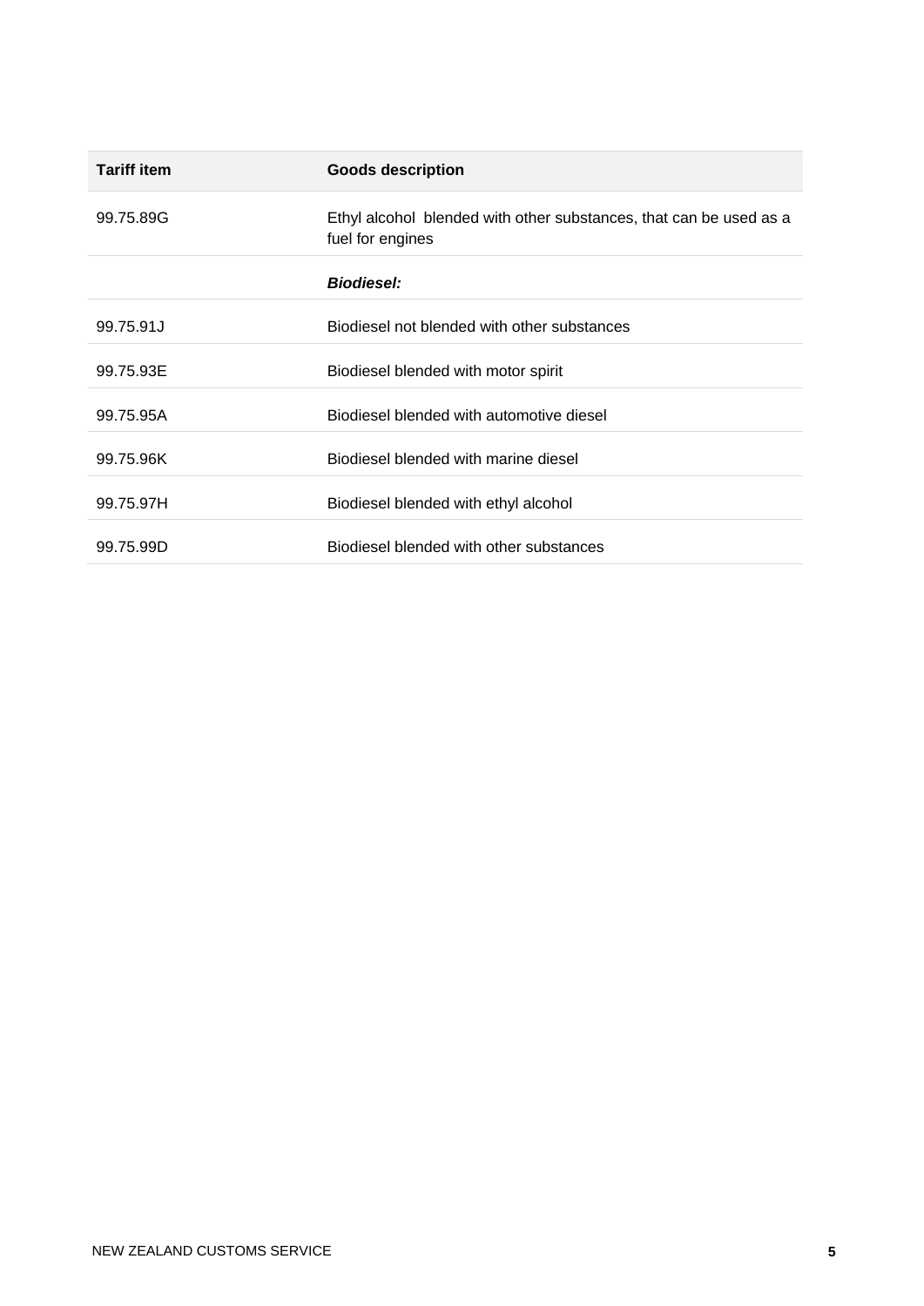| Tariff item | Goods description |
|---|---|
| 99.75.89G | Ethyl alcohol  blended with other substances, that can be used as a fuel for engines |
| | ***Biodiesel:*** |
| 99.75.91J | Biodiesel not blended with other substances |
| 99.75.93E | Biodiesel blended with motor spirit |
| 99.75.95A | Biodiesel blended with automotive diesel |
| 99.75.96K | Biodiesel blended with marine diesel |
| 99.75.97H | Biodiesel blended with ethyl alcohol |
| 99.75.99D | Biodiesel blended with other substances |